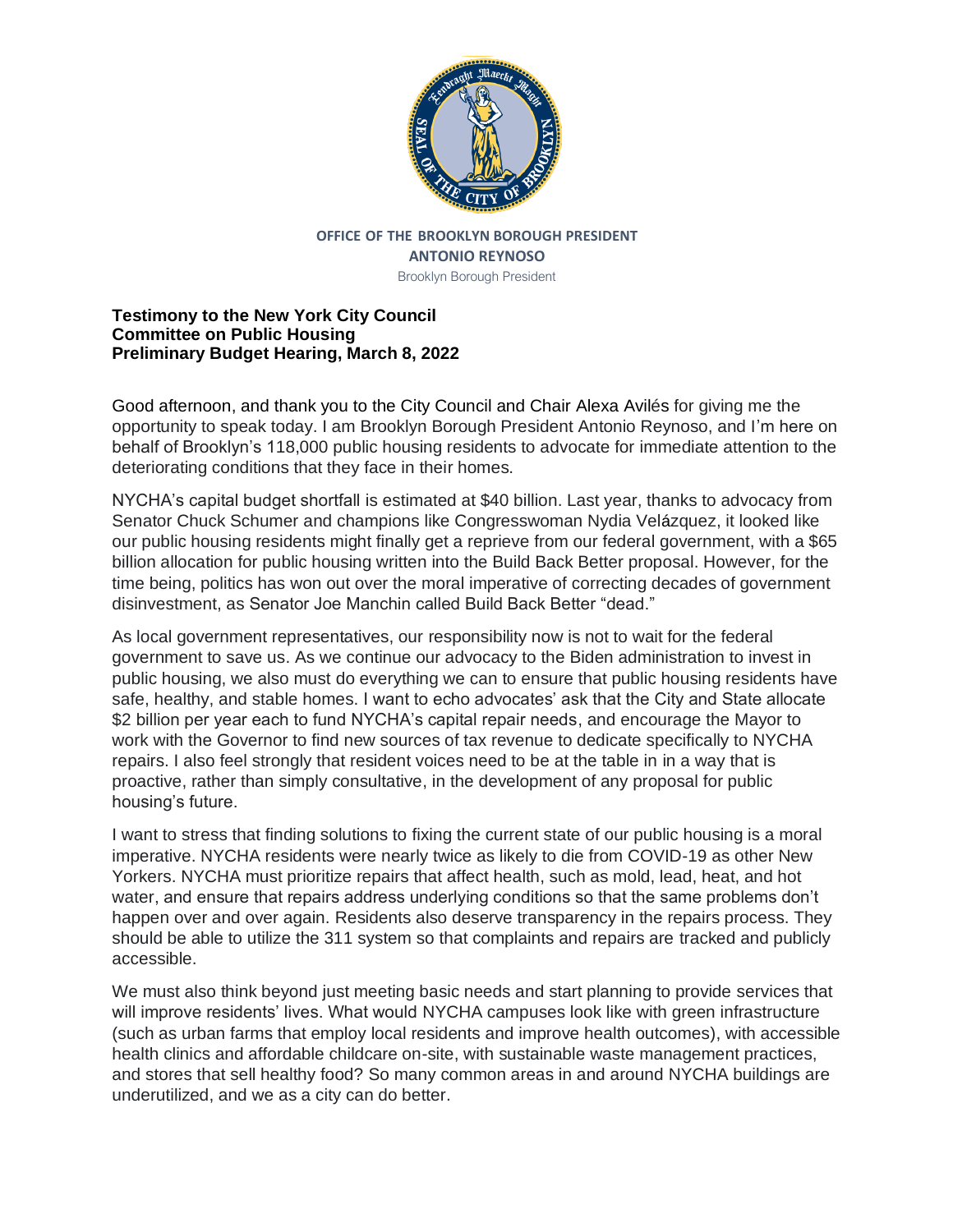**OFFICE OF THE BROOKLYN BOROUGH PRESIDENT**
**ANTONIO REYNOSO**
Brooklyn Borough President

**Testimony to the New York City Council**
**Committee on Public Housing**
**Preliminary Budget Hearing, March 8, 2022**

Good afternoon, and thank you to the City Council and Chair Alexa Avilés for giving me the opportunity to speak today. I am Brooklyn Borough President Antonio Reynoso, and I'm here on behalf of Brooklyn's 118,000 public housing residents to advocate for immediate attention to the deteriorating conditions that they face in their homes.

NYCHA's capital budget shortfall is estimated at $40 billion. Last year, thanks to advocacy from Senator Chuck Schumer and champions like Congresswoman Nydia Velázquez, it looked like our public housing residents might finally get a reprieve from our federal government, with a $65 billion allocation for public housing written into the Build Back Better proposal. However, for the time being, politics has won out over the moral imperative of correcting decades of government disinvestment, as Senator Joe Manchin called Build Back Better "dead."

As local government representatives, our responsibility now is not to wait for the federal government to save us. As we continue our advocacy to the Biden administration to invest in public housing, we also must do everything we can to ensure that public housing residents have safe, healthy, and stable homes. I want to echo advocates' ask that the City and State allocate $2 billion per year each to fund NYCHA's capital repair needs, and encourage the Mayor to work with the Governor to find new sources of tax revenue to dedicate specifically to NYCHA repairs. I also feel strongly that resident voices need to be at the table in in a way that is proactive, rather than simply consultative, in the development of any proposal for public housing's future.

I want to stress that finding solutions to fixing the current state of our public housing is a moral imperative. NYCHA residents were nearly twice as likely to die from COVID-19 as other New Yorkers. NYCHA must prioritize repairs that affect health, such as mold, lead, heat, and hot water, and ensure that repairs address underlying conditions so that the same problems don't happen over and over again. Residents also deserve transparency in the repairs process. They should be able to utilize the 311 system so that complaints and repairs are tracked and publicly accessible.

We must also think beyond just meeting basic needs and start planning to provide services that will improve residents' lives. What would NYCHA campuses look like with green infrastructure (such as urban farms that employ local residents and improve health outcomes), with accessible health clinics and affordable childcare on-site, with sustainable waste management practices, and stores that sell healthy food? So many common areas in and around NYCHA buildings are underutilized, and we as a city can do better.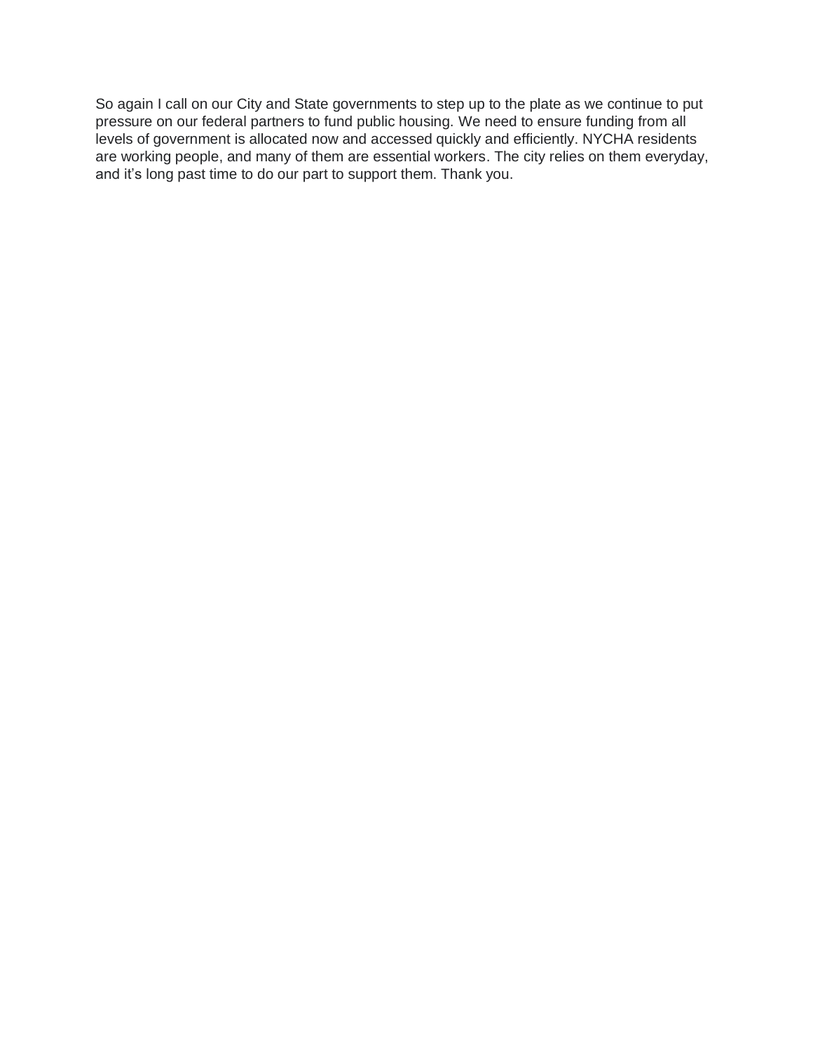So again I call on our City and State governments to step up to the plate as we continue to put pressure on our federal partners to fund public housing. We need to ensure funding from all levels of government is allocated now and accessed quickly and efficiently. NYCHA residents are working people, and many of them are essential workers. The city relies on them everyday, and it's long past time to do our part to support them. Thank you.